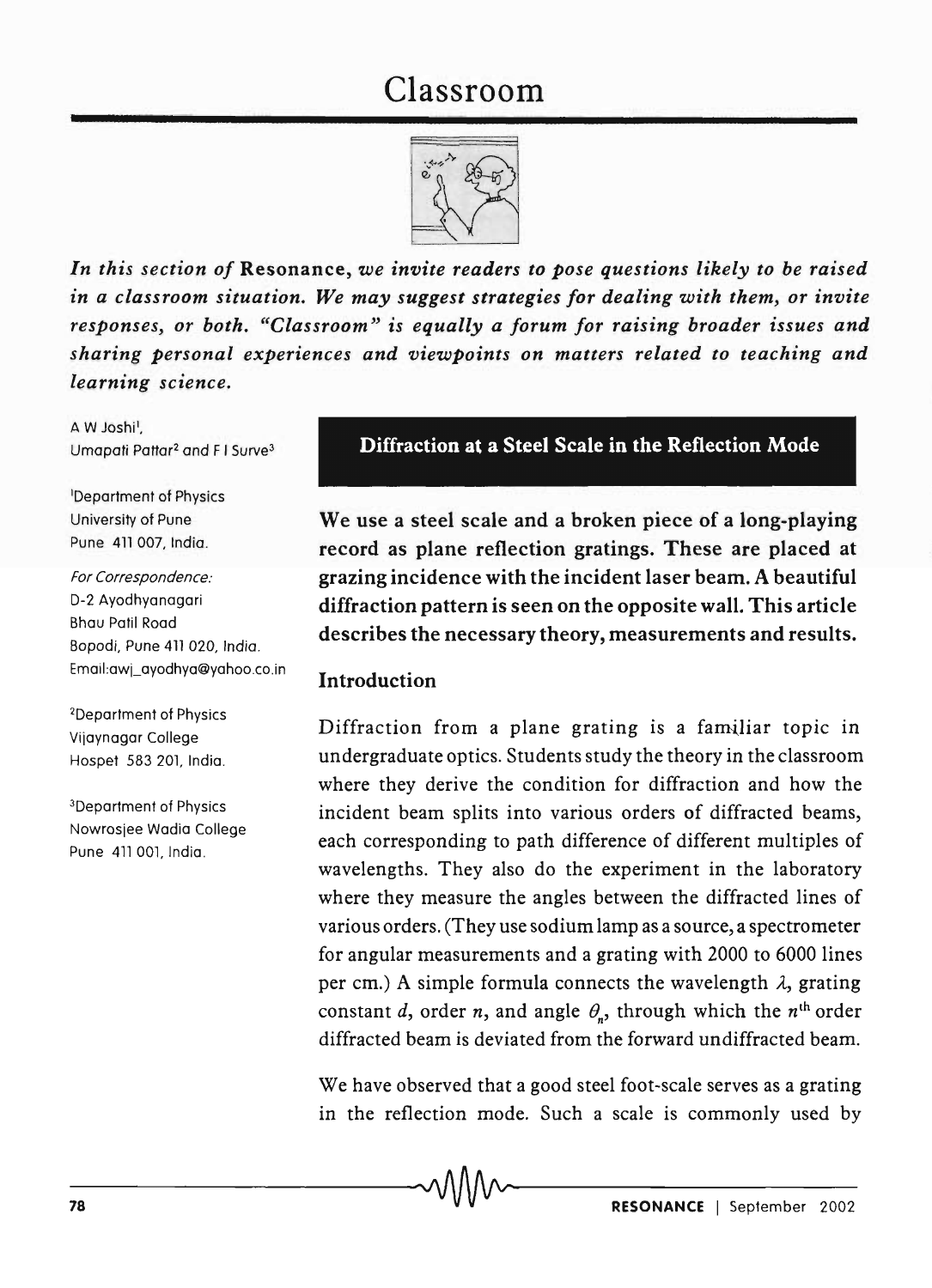# Classroom

*In this section of* **Resonance**, *we invite readers to pose questions likely to be raised in a classroom situation. We may suggest strategies for dealing with them, or invite responses, or both. "Classroom" is equally a forum for raising broader issues and sharing personal experiences and viewpoints on matters related to teaching and learning science.*

A W Joshi[1], Umapati Pattar[2] and F I Surve[3]

[1]Department of Physics
University of Pune
Pune 411 007, India.

*For Correspondence:*
D-2 Ayodhyanagari
Bhau Patil Road
Bopodi, Pune 411 020, India.
Email:awj_ayodhya@yahoo.co.in

[2]Department of Physics
Vijaynagar College
Hospet 583 201, India.

[3]Department of Physics
Nowrosjee Wadia College
Pune 411 001, India.

## Diffraction at a Steel Scale in the Reflection Mode

**We use a steel scale and a broken piece of a long-playing record as plane reflection gratings. These are placed at grazing incidence with the incident laser beam. A beautiful diffraction pattern is seen on the opposite wall. This article describes the necessary theory, measurements and results.**

### Introduction

Diffraction from a plane grating is a familiar topic in undergraduate optics. Students study the theory in the classroom where they derive the condition for diffraction and how the incident beam splits into various orders of diffracted beams, each corresponding to path difference of different multiples of wavelengths. They also do the experiment in the laboratory where they measure the angles between the diffracted lines of various orders. (They use sodium lamp as a source, a spectrometer for angular measurements and a grating with 2000 to 6000 lines per cm.) A simple formula connects the wavelength $\lambda$, grating constant $d$, order $n$, and angle $\theta_n$, through which the $n^{\text{th}}$ order diffracted beam is deviated from the forward undiffracted beam.

We have observed that a good steel foot-scale serves as a grating in the reflection mode. Such a scale is commonly used by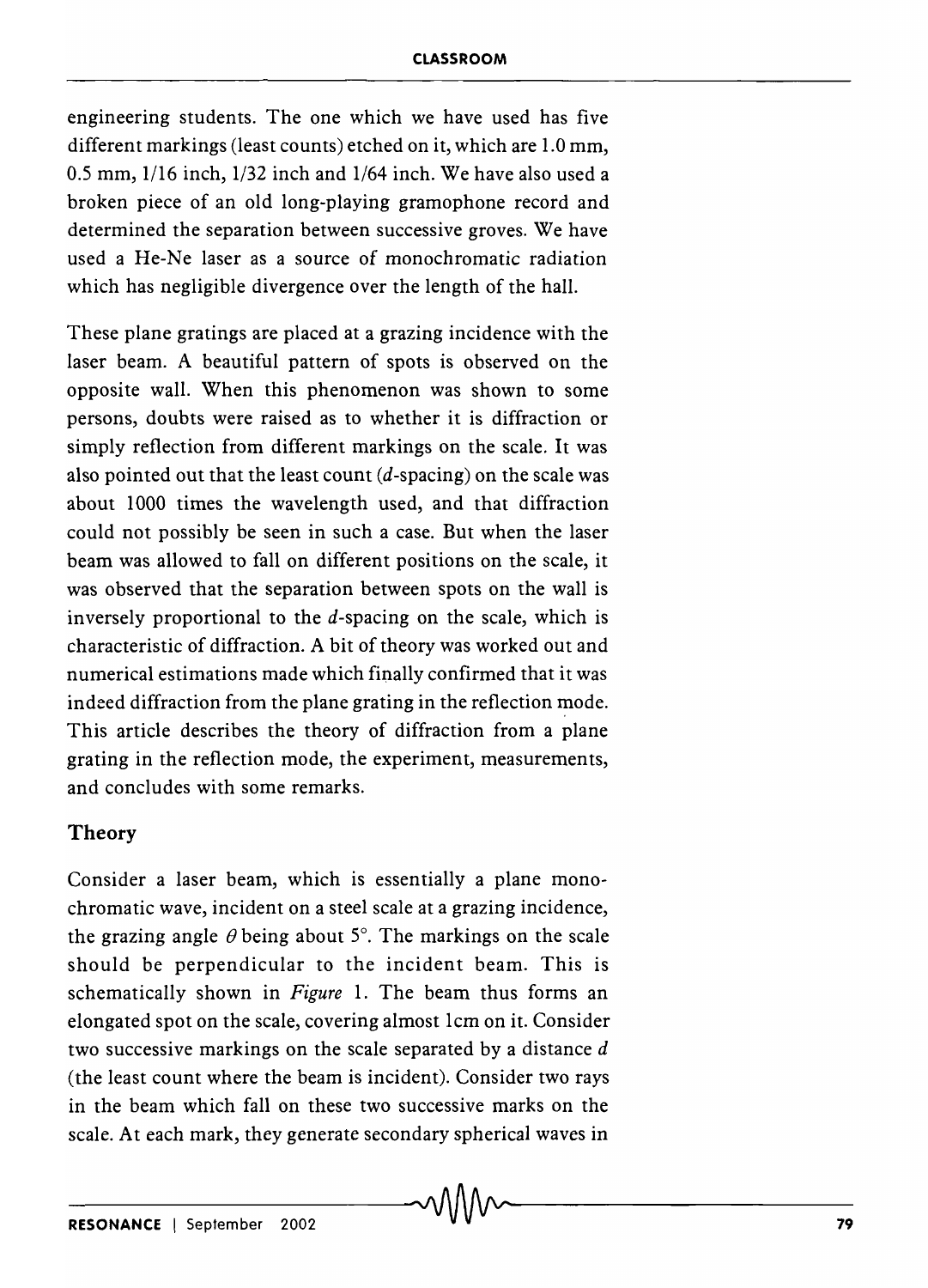engineering students. The one which we have used has five different markings (least counts) etched on it, which are 1.0 mm, 0.5 mm, 1/16 inch, 1/32 inch and 1/64 inch. We have also used a broken piece of an old long-playing gramophone record and determined the separation between successive groves. We have used a He-Ne laser as a source of monochromatic radiation which has negligible divergence over the length of the hall.

These plane gratings are placed at a grazing incidence with the laser beam. A beautiful pattern of spots is observed on the opposite wall. When this phenomenon was shown to some persons, doubts were raised as to whether it is diffraction or simply reflection from different markings on the scale. It was also pointed out that the least count ($d$-spacing) on the scale was about 1000 times the wavelength used, and that diffraction could not possibly be seen in such a case. But when the laser beam was allowed to fall on different positions on the scale, it was observed that the separation between spots on the wall is inversely proportional to the $d$-spacing on the scale, which is characteristic of diffraction. A bit of theory was worked out and numerical estimations made which finally confirmed that it was indeed diffraction from the plane grating in the reflection mode. This article describes the theory of diffraction from a plane grating in the reflection mode, the experiment, measurements, and concludes with some remarks.

## Theory

Consider a laser beam, which is essentially a plane monochromatic wave, incident on a steel scale at a grazing incidence, the grazing angle $\theta$ being about 5°. The markings on the scale should be perpendicular to the incident beam. This is schematically shown in *Figure* 1. The beam thus forms an elongated spot on the scale, covering almost 1cm on it. Consider two successive markings on the scale separated by a distance $d$ (the least count where the beam is incident). Consider two rays in the beam which fall on these two successive marks on the scale. At each mark, they generate secondary spherical waves in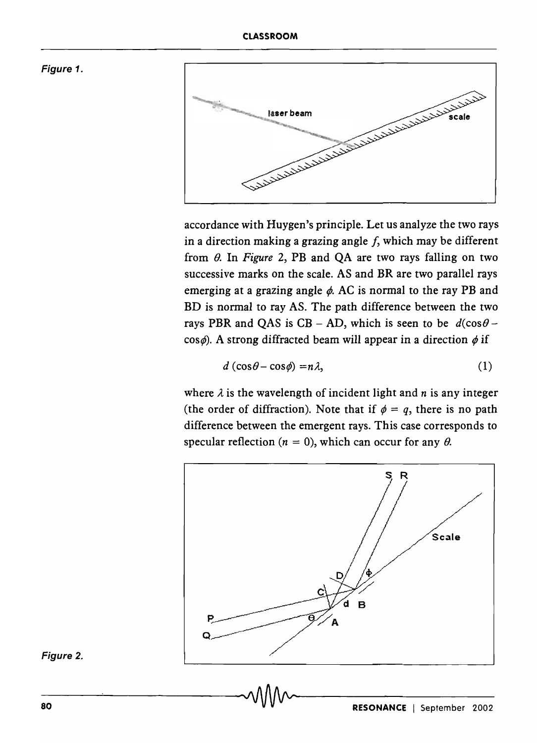Figure 1.

accordance with Huygen's principle. Let us analyze the two rays in a direction making a grazing angle *f*, which may be different from $\theta$. In *Figure* 2, PB and QA are two rays falling on two successive marks on the scale. AS and BR are two parallel rays emerging at a grazing angle $\phi$. AC is normal to the ray PB and BD is normal to ray AS. The path difference between the two rays PBR and QAS is CB – AD, which is seen to be $d(\cos\theta - \cos\phi)$. A strong diffracted beam will appear in a direction $\phi$ if

$$d\,(\cos\theta - \cos\phi) = n\lambda, \qquad (1)$$

where $\lambda$ is the wavelength of incident light and $n$ is any integer (the order of diffraction). Note that if $\phi = q$, there is no path difference between the emergent rays. This case corresponds to specular reflection ($n = 0$), which can occur for any $\theta$.

Figure 2.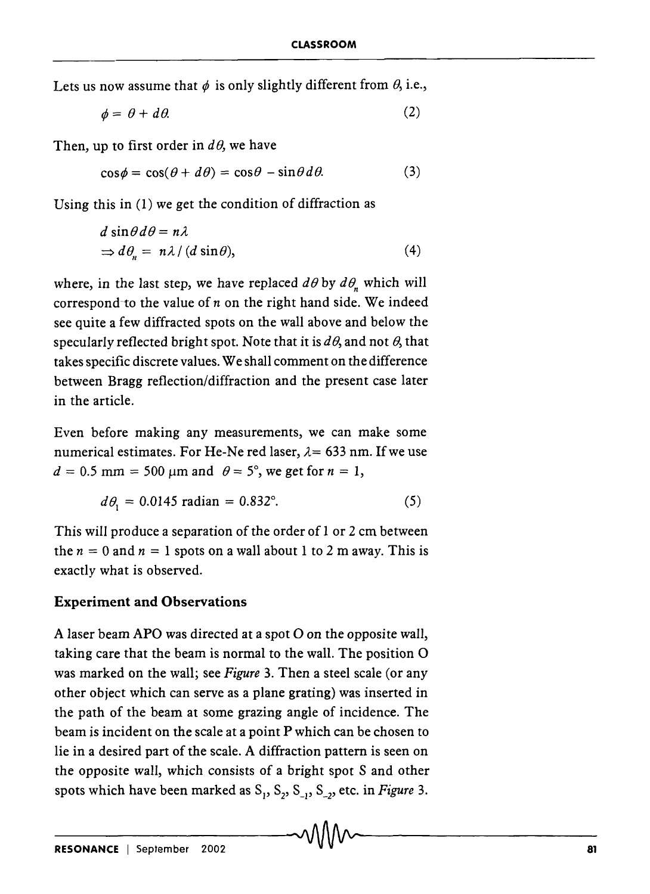Lets us now assume that $\phi$ is only slightly different from $\theta$, i.e.,

$$\phi = \theta + d\theta. \tag{2}$$

Then, up to first order in $d\theta$, we have

$$\cos\phi = \cos(\theta + d\theta) = \cos\theta - \sin\theta\, d\theta. \tag{3}$$

Using this in (1) we get the condition of diffraction as

$$d \sin\theta\, d\theta = n\lambda$$
$$\Rightarrow d\theta_n = n\lambda / (d \sin\theta), \tag{4}$$

where, in the last step, we have replaced $d\theta$ by $d\theta_n$ which will correspond to the value of $n$ on the right hand side. We indeed see quite a few diffracted spots on the wall above and below the specularly reflected bright spot. Note that it is $d\theta$, and not $\theta$, that takes specific discrete values. We shall comment on the difference between Bragg reflection/diffraction and the present case later in the article.

Even before making any measurements, we can make some numerical estimates. For He-Ne red laser, $\lambda = 633$ nm. If we use $d = 0.5$ mm $= 500$ μm and $\theta = 5°$, we get for $n = 1$,

$$d\theta_1 = 0.0145 \text{ radian} = 0.832°. \tag{5}$$

This will produce a separation of the order of 1 or 2 cm between the $n = 0$ and $n = 1$ spots on a wall about 1 to 2 m away. This is exactly what is observed.

## Experiment and Observations

A laser beam APO was directed at a spot O on the opposite wall, taking care that the beam is normal to the wall. The position O was marked on the wall; see *Figure* 3. Then a steel scale (or any other object which can serve as a plane grating) was inserted in the path of the beam at some grazing angle of incidence. The beam is incident on the scale at a point P which can be chosen to lie in a desired part of the scale. A diffraction pattern is seen on the opposite wall, which consists of a bright spot S and other spots which have been marked as $S_1$, $S_2$, $S_{-1}$, $S_{-2}$, etc. in *Figure* 3.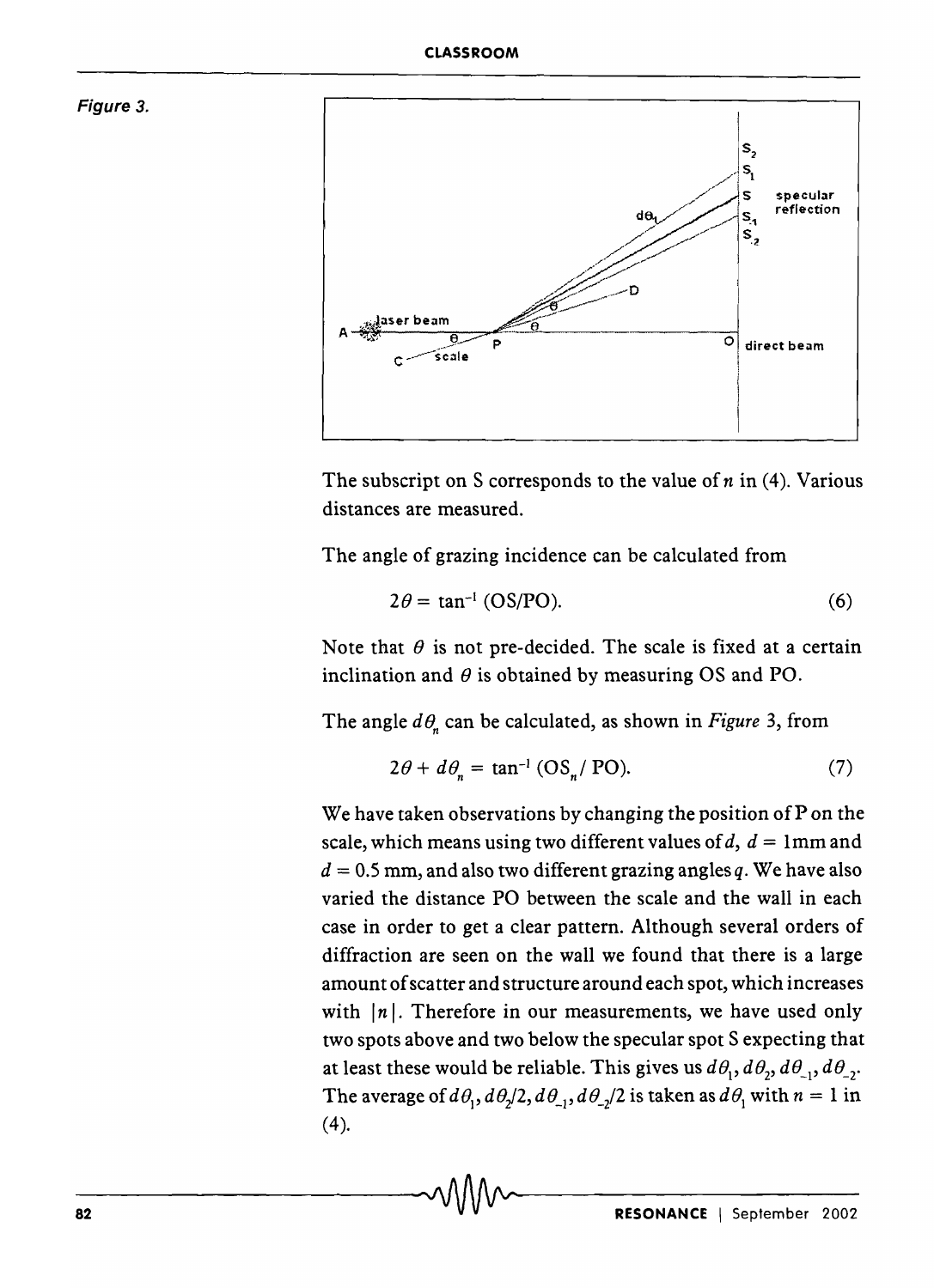*Figure 3.*

The subscript on S corresponds to the value of $n$ in (4). Various distances are measured.

The angle of grazing incidence can be calculated from

$$2\theta = \tan^{-1} (\mathrm{OS}/\mathrm{PO}). \quad (6)$$

Note that $\theta$ is not pre-decided. The scale is fixed at a certain inclination and $\theta$ is obtained by measuring OS and PO.

The angle $d\theta_n$ can be calculated, as shown in *Figure* 3, from

$$2\theta + d\theta_n = \tan^{-1} (\mathrm{OS}_n / \mathrm{PO}). \quad (7)$$

We have taken observations by changing the position of P on the scale, which means using two different values of $d$, $d$ = 1mm and $d$ = 0.5 mm, and also two different grazing angles $q$. We have also varied the distance PO between the scale and the wall in each case in order to get a clear pattern. Although several orders of diffraction are seen on the wall we found that there is a large amount of scatter and structure around each spot, which increases with $|n|$. Therefore in our measurements, we have used only two spots above and two below the specular spot S expecting that at least these would be reliable. This gives us $d\theta_1, d\theta_2, d\theta_{-1}, d\theta_{-2}$. The average of $d\theta_1, d\theta_2/2, d\theta_{-1}, d\theta_{-2}/2$ is taken as $d\theta_1$ with $n = 1$ in (4).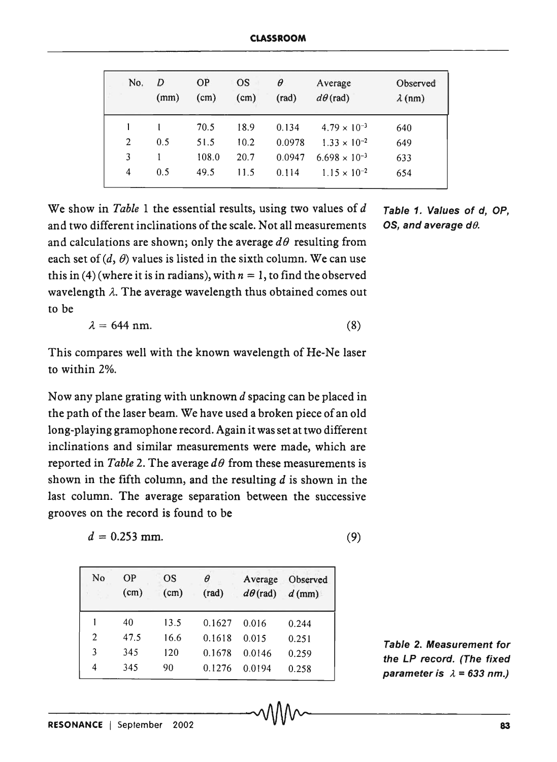| No. | $D$ (mm) | OP (cm) | OS (cm) | $\theta$ (rad) | Average $d\theta$ (rad) | Observed $\lambda$ (nm) |
|---|---|---|---|---|---|---|
| 1 | 1 | 70.5 | 18.9 | 0.134 | $4.79 \times 10^{-3}$ | 640 |
| 2 | 0.5 | 51.5 | 10.2 | 0.0978 | $1.33 \times 10^{-2}$ | 649 |
| 3 | 1 | 108.0 | 20.7 | 0.0947 | $6.698 \times 10^{-3}$ | 633 |
| 4 | 0.5 | 49.5 | 11.5 | 0.114 | $1.15 \times 10^{-2}$ | 654 |

***Table 1. Values of d, OP, OS, and average $d\theta$.***

We show in *Table* 1 the essential results, using two values of $d$ and two different inclinations of the scale. Not all measurements and calculations are shown; only the average $d\theta$ resulting from each set of ($d$, $\theta$) values is listed in the sixth column. We can use this in (4) (where it is in radians), with $n = 1$, to find the observed wavelength $\lambda$. The average wavelength thus obtained comes out to be

$$\lambda = 644 \text{ nm}. \tag{8}$$

This compares well with the known wavelength of He-Ne laser to within 2%.

Now any plane grating with unknown $d$ spacing can be placed in the path of the laser beam. We have used a broken piece of an old long-playing gramophone record. Again it was set at two different inclinations and similar measurements were made, which are reported in *Table* 2. The average $d\theta$ from these measurements is shown in the fifth column, and the resulting $d$ is shown in the last column. The average separation between the successive grooves on the record is found to be

$$d = 0.253 \text{ mm}. \tag{9}$$

| No | OP (cm) | OS (cm) | $\theta$ (rad) | Average $d\theta$ (rad) | Observed $d$ (mm) |
|---|---|---|---|---|---|
| 1 | 40 | 13.5 | 0.1627 | 0.016 | 0.244 |
| 2 | 47.5 | 16.6 | 0.1618 | 0.015 | 0.251 |
| 3 | 345 | 120 | 0.1678 | 0.0146 | 0.259 |
| 4 | 345 | 90 | 0.1276 | 0.0194 | 0.258 |

***Table 2. Measurement for the LP record. (The fixed parameter is $\lambda$ = 633 nm.)***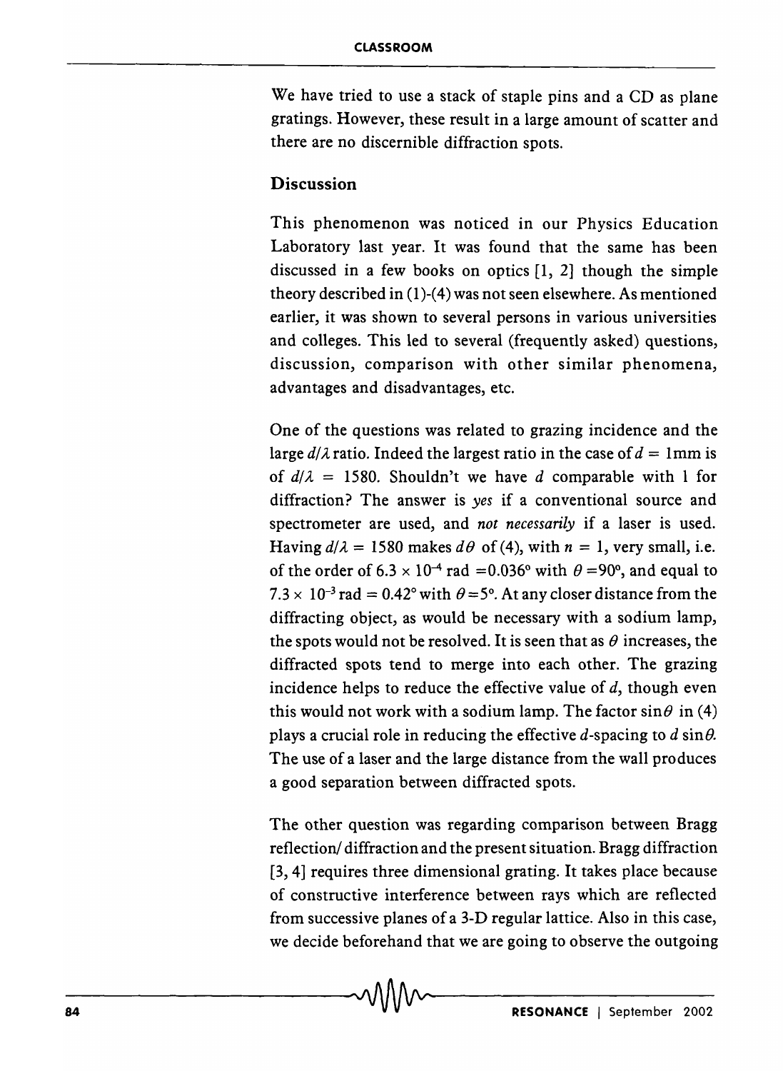We have tried to use a stack of staple pins and a CD as plane gratings. However, these result in a large amount of scatter and there are no discernible diffraction spots.

## Discussion

This phenomenon was noticed in our Physics Education Laboratory last year. It was found that the same has been discussed in a few books on optics [1, 2] though the simple theory described in (1)-(4) was not seen elsewhere. As mentioned earlier, it was shown to several persons in various universities and colleges. This led to several (frequently asked) questions, discussion, comparison with other similar phenomena, advantages and disadvantages, etc.

One of the questions was related to grazing incidence and the large $d/\lambda$ ratio. Indeed the largest ratio in the case of $d$ = 1mm is of $d/\lambda$ = 1580. Shouldn't we have $d$ comparable with l for diffraction? The answer is *yes* if a conventional source and spectrometer are used, and *not necessarily* if a laser is used. Having $d/\lambda$ = 1580 makes $d\theta$ of (4), with $n$ = 1, very small, i.e. of the order of $6.3 \times 10^{-4}$ rad $= 0.036°$ with $\theta = 90°$, and equal to $7.3 \times 10^{-3}$ rad $= 0.42°$ with $\theta = 5°$. At any closer distance from the diffracting object, as would be necessary with a sodium lamp, the spots would not be resolved. It is seen that as $\theta$ increases, the diffracted spots tend to merge into each other. The grazing incidence helps to reduce the effective value of $d$, though even this would not work with a sodium lamp. The factor $\sin\theta$ in (4) plays a crucial role in reducing the effective $d$-spacing to $d \sin\theta$. The use of a laser and the large distance from the wall produces a good separation between diffracted spots.

The other question was regarding comparison between Bragg reflection/ diffraction and the present situation. Bragg diffraction [3, 4] requires three dimensional grating. It takes place because of constructive interference between rays which are reflected from successive planes of a 3-D regular lattice. Also in this case, we decide beforehand that we are going to observe the outgoing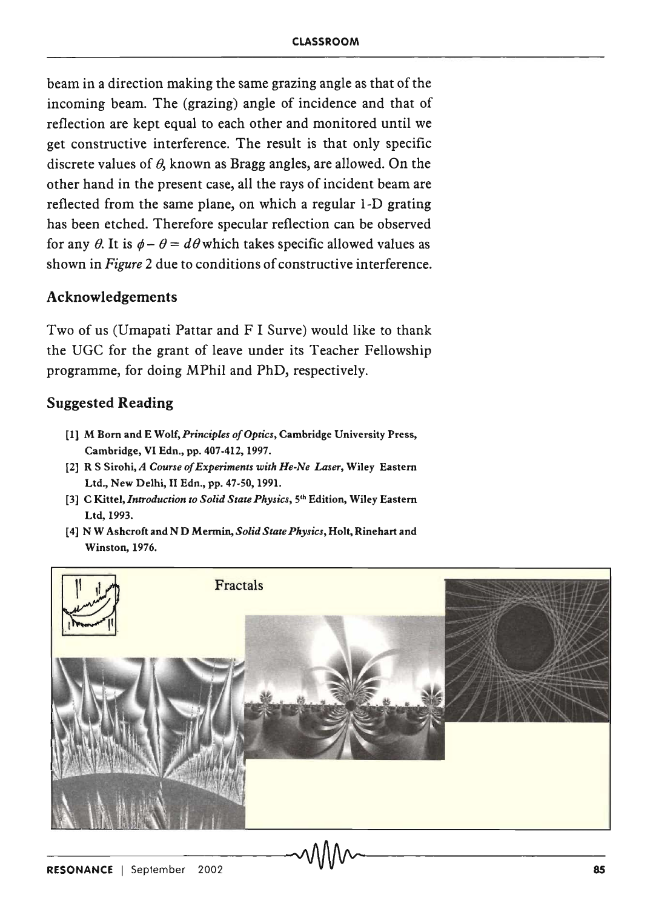beam in a direction making the same grazing angle as that of the incoming beam. The (grazing) angle of incidence and that of reflection are kept equal to each other and monitored until we get constructive interference. The result is that only specific discrete values of $\theta$, known as Bragg angles, are allowed. On the other hand in the present case, all the rays of incident beam are reflected from the same plane, on which a regular 1-D grating has been etched. Therefore specular reflection can be observed for any $\theta$. It is $\phi - \theta = d\theta$ which takes specific allowed values as shown in *Figure* 2 due to conditions of constructive interference.

## Acknowledgements

Two of us (Umapati Pattar and F I Surve) would like to thank the UGC for the grant of leave under its Teacher Fellowship programme, for doing MPhil and PhD, respectively.

## Suggested Reading

[1] M Born and E Wolf, *Principles of Optics*, Cambridge University Press, Cambridge, VI Edn., pp. 407-412, 1997.

[2] R S Sirohi, *A Course of Experiments with He-Ne Laser*, Wiley Eastern Ltd., New Delhi, II Edn., pp. 47-50, 1991.

[3] C Kittel, *Introduction to Solid State Physics*, 5th Edition, Wiley Eastern Ltd, 1993.

[4] N W Ashcroft and N D Mermin, *Solid State Physics*, Holt, Rinehart and Winston, 1976.

Fractals